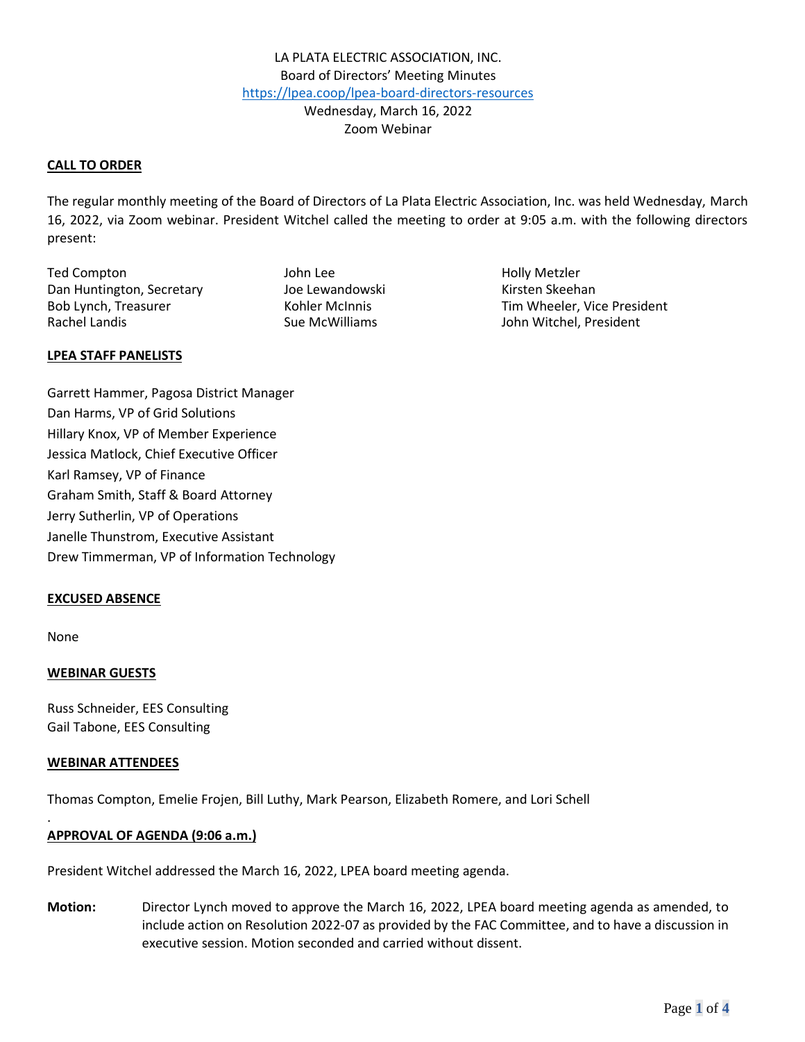LA PLATA ELECTRIC ASSOCIATION, INC.
Board of Directors' Meeting Minutes
https://lpea.coop/lpea-board-directors-resources
Wednesday, March 16, 2022
Zoom Webinar

**CALL TO ORDER**

The regular monthly meeting of the Board of Directors of La Plata Electric Association, Inc. was held Wednesday, March 16, 2022, via Zoom webinar. President Witchel called the meeting to order at 9:05 a.m. with the following directors present:

Ted Compton
Dan Huntington, Secretary
Bob Lynch, Treasurer
Rachel Landis
John Lee
Joe Lewandowski
Kohler McInnis
Sue McWilliams
Holly Metzler
Kirsten Skeehan
Tim Wheeler, Vice President
John Witchel, President

**LPEA STAFF PANELISTS**

Garrett Hammer, Pagosa District Manager
Dan Harms, VP of Grid Solutions
Hillary Knox, VP of Member Experience
Jessica Matlock, Chief Executive Officer
Karl Ramsey, VP of Finance
Graham Smith, Staff & Board Attorney
Jerry Sutherlin, VP of Operations
Janelle Thunstrom, Executive Assistant
Drew Timmerman, VP of Information Technology

**EXCUSED ABSENCE**

None

**WEBINAR GUESTS**

Russ Schneider, EES Consulting
Gail Tabone, EES Consulting

**WEBINAR ATTENDEES**

Thomas Compton, Emelie Frojen, Bill Luthy, Mark Pearson, Elizabeth Romere, and Lori Schell

**APPROVAL OF AGENDA (9:06 a.m.)**

President Witchel addressed the March 16, 2022, LPEA board meeting agenda.

**Motion:** Director Lynch moved to approve the March 16, 2022, LPEA board meeting agenda as amended, to include action on Resolution 2022-07 as provided by the FAC Committee, and to have a discussion in executive session. Motion seconded and carried without dissent.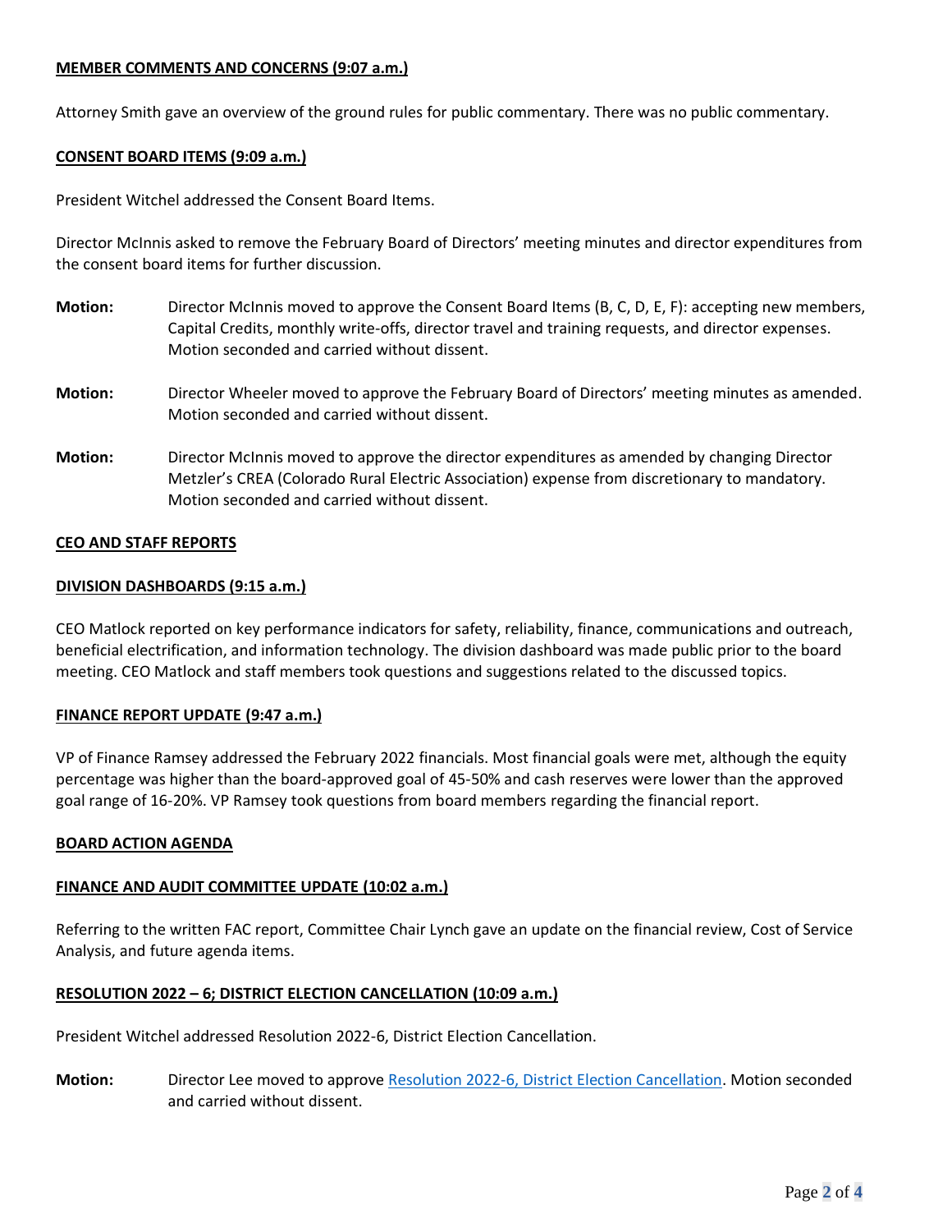**MEMBER COMMENTS AND CONCERNS (9:07 a.m.)**

Attorney Smith gave an overview of the ground rules for public commentary. There was no public commentary.

**CONSENT BOARD ITEMS (9:09 a.m.)**

President Witchel addressed the Consent Board Items.

Director McInnis asked to remove the February Board of Directors' meeting minutes and director expenditures from the consent board items for further discussion.

**Motion:** Director McInnis moved to approve the Consent Board Items (B, C, D, E, F): accepting new members, Capital Credits, monthly write-offs, director travel and training requests, and director expenses. Motion seconded and carried without dissent.

**Motion:** Director Wheeler moved to approve the February Board of Directors' meeting minutes as amended. Motion seconded and carried without dissent.

**Motion:** Director McInnis moved to approve the director expenditures as amended by changing Director Metzler's CREA (Colorado Rural Electric Association) expense from discretionary to mandatory. Motion seconded and carried without dissent.

**CEO AND STAFF REPORTS**

**DIVISION DASHBOARDS (9:15 a.m.)**

CEO Matlock reported on key performance indicators for safety, reliability, finance, communications and outreach, beneficial electrification, and information technology. The division dashboard was made public prior to the board meeting. CEO Matlock and staff members took questions and suggestions related to the discussed topics.

**FINANCE REPORT UPDATE (9:47 a.m.)**

VP of Finance Ramsey addressed the February 2022 financials. Most financial goals were met, although the equity percentage was higher than the board-approved goal of 45-50% and cash reserves were lower than the approved goal range of 16-20%. VP Ramsey took questions from board members regarding the financial report.

**BOARD ACTION AGENDA**

**FINANCE AND AUDIT COMMITTEE UPDATE (10:02 a.m.)**

Referring to the written FAC report, Committee Chair Lynch gave an update on the financial review, Cost of Service Analysis, and future agenda items.

**RESOLUTION 2022 – 6; DISTRICT ELECTION CANCELLATION (10:09 a.m.)**

President Witchel addressed Resolution 2022-6, District Election Cancellation.

**Motion:** Director Lee moved to approve Resolution 2022-6, District Election Cancellation. Motion seconded and carried without dissent.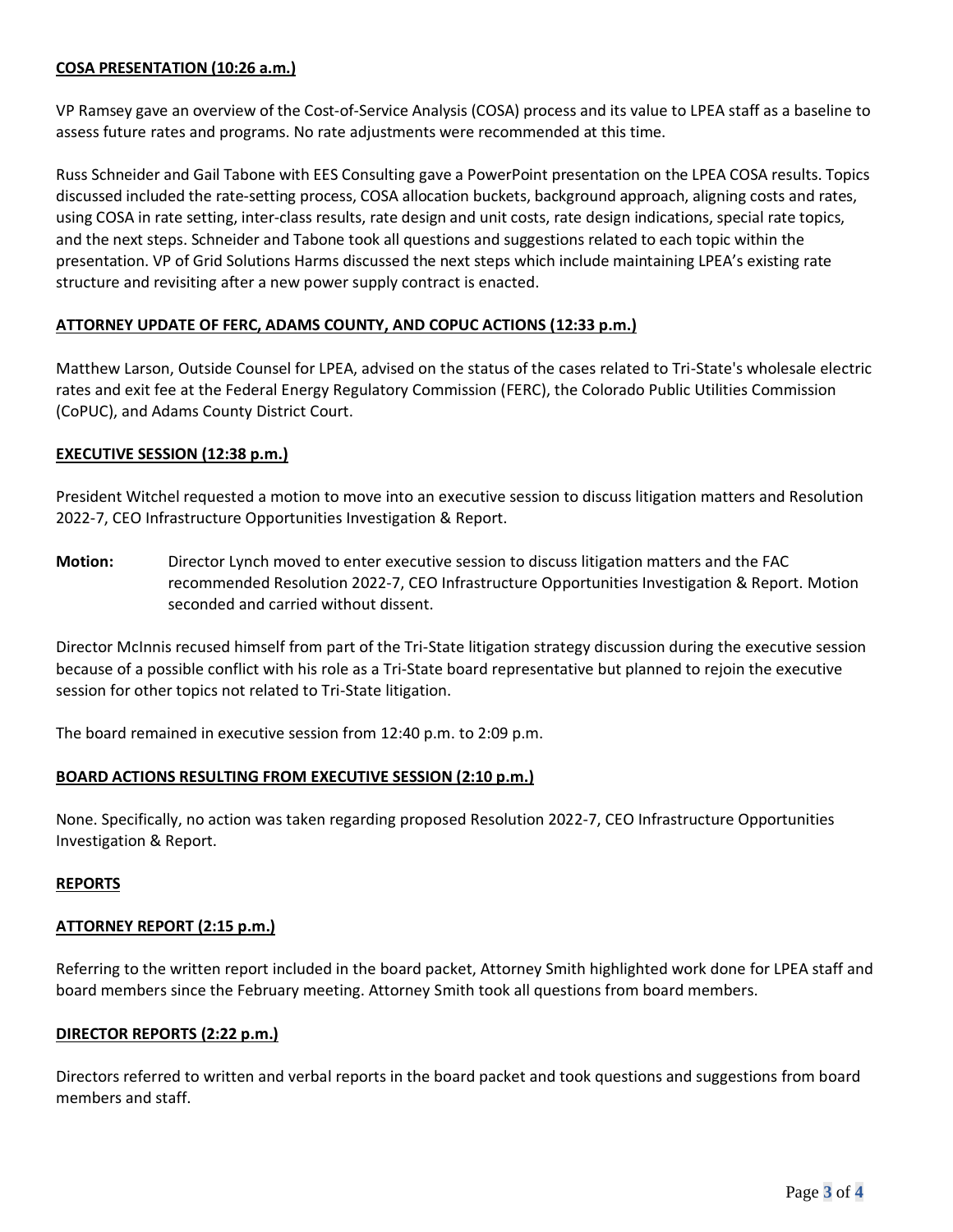**COSA PRESENTATION (10:26 a.m.)**

VP Ramsey gave an overview of the Cost-of-Service Analysis (COSA) process and its value to LPEA staff as a baseline to assess future rates and programs. No rate adjustments were recommended at this time.

Russ Schneider and Gail Tabone with EES Consulting gave a PowerPoint presentation on the LPEA COSA results. Topics discussed included the rate-setting process, COSA allocation buckets, background approach, aligning costs and rates, using COSA in rate setting, inter-class results, rate design and unit costs, rate design indications, special rate topics, and the next steps. Schneider and Tabone took all questions and suggestions related to each topic within the presentation. VP of Grid Solutions Harms discussed the next steps which include maintaining LPEA's existing rate structure and revisiting after a new power supply contract is enacted.

**ATTORNEY UPDATE OF FERC, ADAMS COUNTY, AND COPUC ACTIONS (12:33 p.m.)**

Matthew Larson, Outside Counsel for LPEA, advised on the status of the cases related to Tri-State's wholesale electric rates and exit fee at the Federal Energy Regulatory Commission (FERC), the Colorado Public Utilities Commission (CoPUC), and Adams County District Court.

**EXECUTIVE SESSION (12:38 p.m.)**

President Witchel requested a motion to move into an executive session to discuss litigation matters and Resolution 2022-7, CEO Infrastructure Opportunities Investigation & Report.

**Motion:** Director Lynch moved to enter executive session to discuss litigation matters and the FAC recommended Resolution 2022-7, CEO Infrastructure Opportunities Investigation & Report. Motion seconded and carried without dissent.

Director McInnis recused himself from part of the Tri-State litigation strategy discussion during the executive session because of a possible conflict with his role as a Tri-State board representative but planned to rejoin the executive session for other topics not related to Tri-State litigation.

The board remained in executive session from 12:40 p.m. to 2:09 p.m.

**BOARD ACTIONS RESULTING FROM EXECUTIVE SESSION (2:10 p.m.)**

None. Specifically, no action was taken regarding proposed Resolution 2022-7, CEO Infrastructure Opportunities Investigation & Report.

**REPORTS**

**ATTORNEY REPORT (2:15 p.m.)**

Referring to the written report included in the board packet, Attorney Smith highlighted work done for LPEA staff and board members since the February meeting. Attorney Smith took all questions from board members.

**DIRECTOR REPORTS (2:22 p.m.)**

Directors referred to written and verbal reports in the board packet and took questions and suggestions from board members and staff.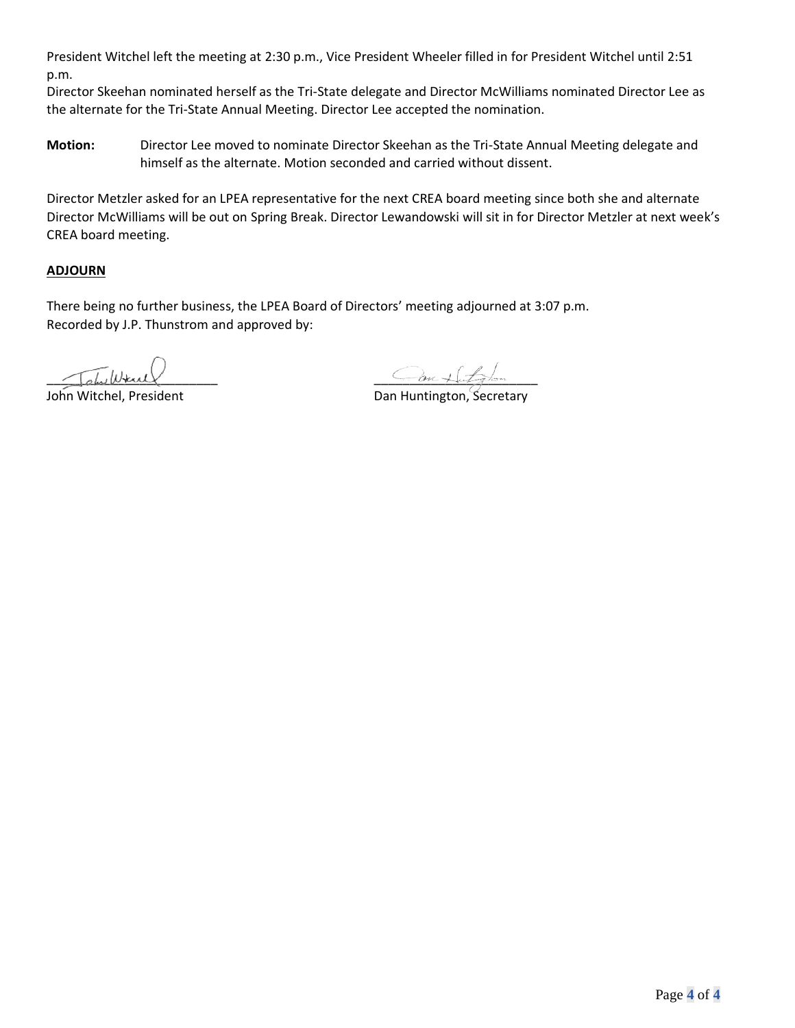President Witchel left the meeting at 2:30 p.m., Vice President Wheeler filled in for President Witchel until 2:51 p.m.

Director Skeehan nominated herself as the Tri-State delegate and Director McWilliams nominated Director Lee as the alternate for the Tri-State Annual Meeting. Director Lee accepted the nomination.

**Motion:** Director Lee moved to nominate Director Skeehan as the Tri-State Annual Meeting delegate and himself as the alternate. Motion seconded and carried without dissent.

Director Metzler asked for an LPEA representative for the next CREA board meeting since both she and alternate Director McWilliams will be out on Spring Break. Director Lewandowski will sit in for Director Metzler at next week's CREA board meeting.

**ADJOURN**

There being no further business, the LPEA Board of Directors' meeting adjourned at 3:07 p.m.
Recorded by J.P. Thunstrom and approved by:

| | |
|---|---|
| ______________________ | ______________________ |
| John Witchel, President | Dan Huntington, Secretary |